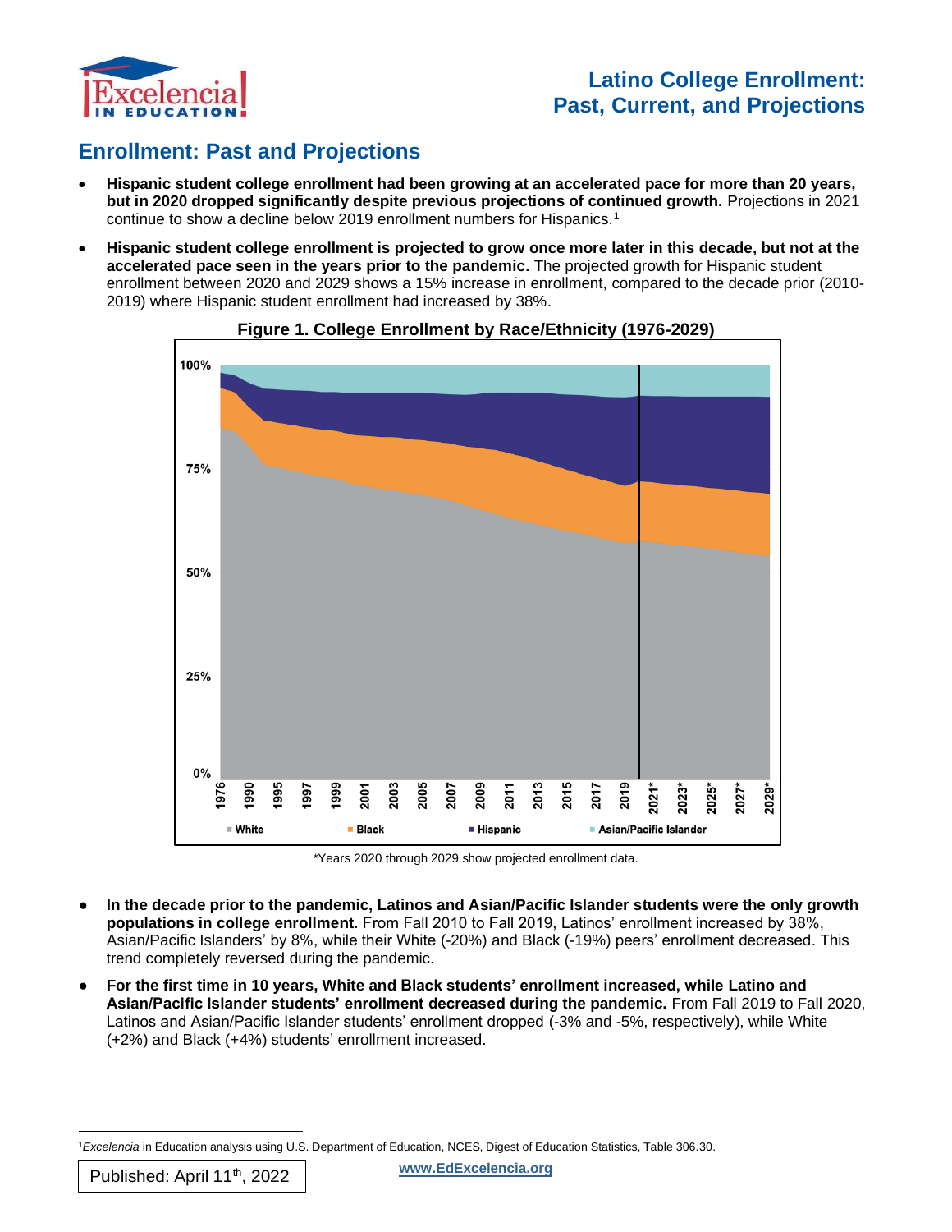# Latino College Enrollment: Past, Current, and Projections

## Enrollment: Past and Projections

- **Hispanic student college enrollment had been growing at an accelerated pace for more than 20 years, but in 2020 dropped significantly despite previous projections of continued growth.** Projections in 2021 continue to show a decline below 2019 enrollment numbers for Hispanics.[1]
- **Hispanic student college enrollment is projected to grow once more later in this decade, but not at the accelerated pace seen in the years prior to the pandemic.** The projected growth for Hispanic student enrollment between 2020 and 2029 shows a 15% increase in enrollment, compared to the decade prior (2010-2019) where Hispanic student enrollment had increased by 38%.

**Figure 1. College Enrollment by Race/Ethnicity (1976-2029)**

*Years 2020 through 2029 show projected enrollment data.

- **In the decade prior to the pandemic, Latinos and Asian/Pacific Islander students were the only growth populations in college enrollment.** From Fall 2010 to Fall 2019, Latinos' enrollment increased by 38%, Asian/Pacific Islanders' by 8%, while their White (-20%) and Black (-19%) peers' enrollment decreased. This trend completely reversed during the pandemic.
- **For the first time in 10 years, White and Black students' enrollment increased, while Latino and Asian/Pacific Islander students' enrollment decreased during the pandemic.** From Fall 2019 to Fall 2020, Latinos and Asian/Pacific Islander students' enrollment dropped (-3% and -5%, respectively), while White (+2%) and Black (+4%) students' enrollment increased.

[1] *Excelencia* in Education analysis using U.S. Department of Education, NCES, Digest of Education Statistics, Table 306.30.

Published: April 11th, 2022

www.EdExcelencia.org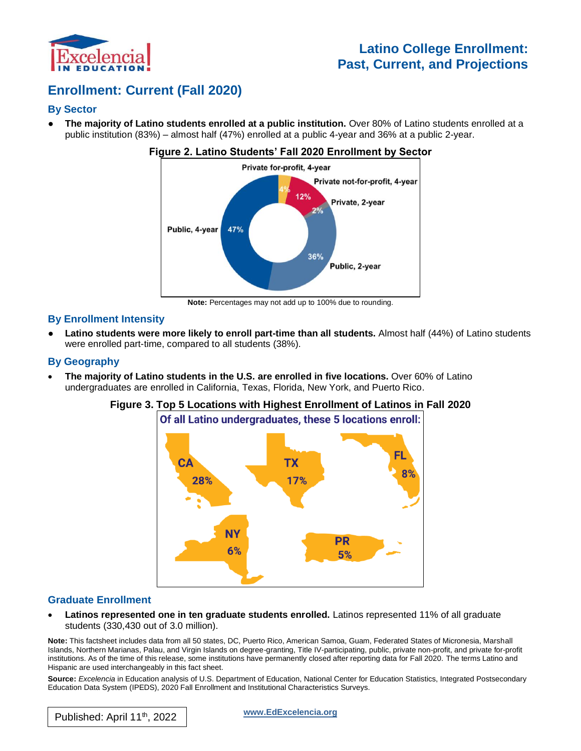# Latino College Enrollment: Past, Current, and Projections

## Enrollment: Current (Fall 2020)

### By Sector

- **The majority of Latino students enrolled at a public institution.** Over 80% of Latino students enrolled at a public institution (83%) – almost half (47%) enrolled at a public 4-year and 36% at a public 2-year.

**Figure 2. Latino Students' Fall 2020 Enrollment by Sector**

Private for-profit, 4-year
4%
Private not-for-profit, 4-year
12%
Private, 2-year
2%
Public, 4-year
47%
36%
Public, 2-year

**Note:** Percentages may not add up to 100% due to rounding.

### By Enrollment Intensity

- **Latino students were more likely to enroll part-time than all students.** Almost half (44%) of Latino students were enrolled part-time, compared to all students (38%).

### By Geography

- **The majority of Latino students in the U.S. are enrolled in five locations.** Over 60% of Latino undergraduates are enrolled in California, Texas, Florida, New York, and Puerto Rico.

**Figure 3. Top 5 Locations with Highest Enrollment of Latinos in Fall 2020**

Of all Latino undergraduates, these 5 locations enroll:

CA
28%
TX
17%
FL
8%
NY
6%
PR
5%

### Graduate Enrollment

- **Latinos represented one in ten graduate students enrolled.** Latinos represented 11% of all graduate students (330,430 out of 3.0 million).

**Note:** This factsheet includes data from all 50 states, DC, Puerto Rico, American Samoa, Guam, Federated States of Micronesia, Marshall Islands, Northern Marianas, Palau, and Virgin Islands on degree-granting, Title IV-participating, public, private non-profit, and private for-profit institutions. As of the time of this release, some institutions have permanently closed after reporting data for Fall 2020. The terms Latino and Hispanic are used interchangeably in this fact sheet.

**Source:** *Excelencia* in Education analysis of U.S. Department of Education, National Center for Education Statistics, Integrated Postsecondary Education Data System (IPEDS), 2020 Fall Enrollment and Institutional Characteristics Surveys.

Published: April 11th, 2022

www.EdExcelencia.org